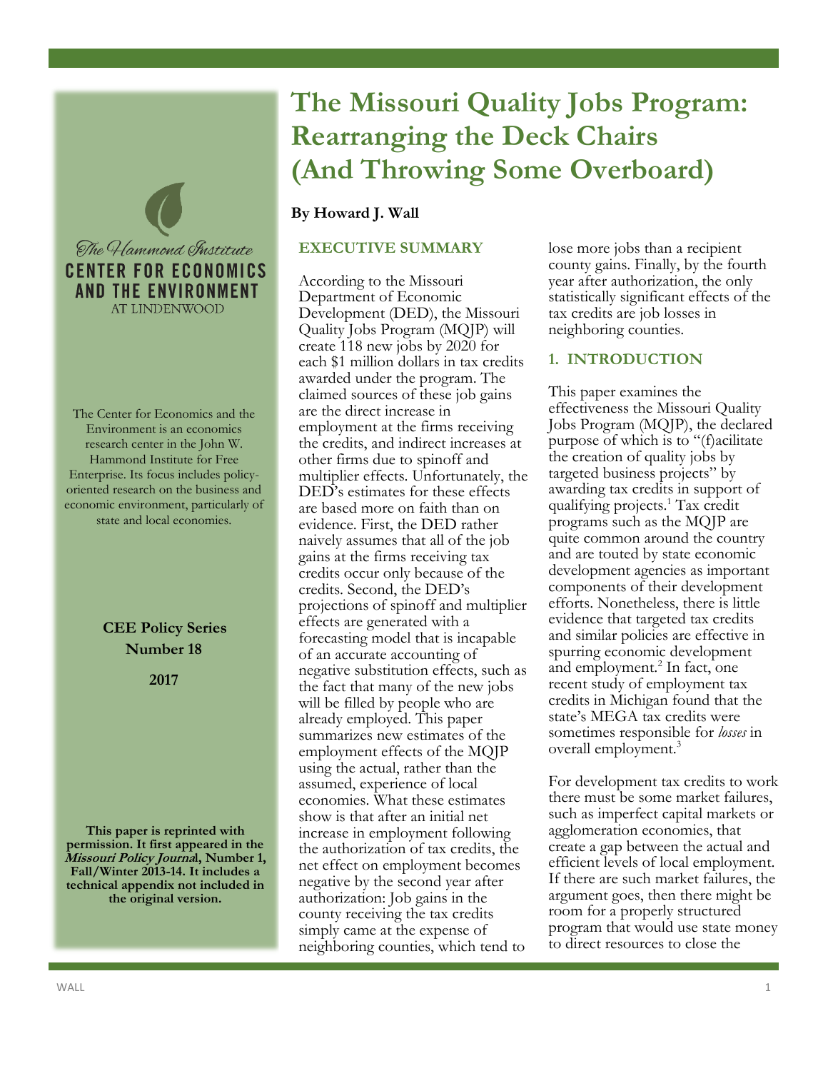The Hammond Institute

**CENTER FOR ECONOMICS AND THE ENVIRONMENT**

AT LINDENWOOD

The Center for Economics and the Environment is an economics research center in the John W. Hammond Institute for Free Enterprise. Its focus includes policy-oriented research on the business and economic environment, particularly of state and local economies.

**CEE Policy Series**
**Number 18**

**2017**

**This paper is reprinted with permission. It first appeared in the *Missouri Policy Journal*, Number 1, Fall/Winter 2013-14. It includes a technical appendix not included in the original version.**

# The Missouri Quality Jobs Program: Rearranging the Deck Chairs (And Throwing Some Overboard)

**By Howard J. Wall**

## EXECUTIVE SUMMARY

According to the Missouri Department of Economic Development (DED), the Missouri Quality Jobs Program (MQJP) will create 118 new jobs by 2020 for each $1 million dollars in tax credits awarded under the program. The claimed sources of these job gains are the direct increase in employment at the firms receiving the credits, and indirect increases at other firms due to spinoff and multiplier effects. Unfortunately, the DED's estimates for these effects are based more on faith than on evidence. First, the DED rather naively assumes that all of the job gains at the firms receiving tax credits occur only because of the credits. Second, the DED's projections of spinoff and multiplier effects are generated with a forecasting model that is incapable of an accurate accounting of negative substitution effects, such as the fact that many of the new jobs will be filled by people who are already employed. This paper summarizes new estimates of the employment effects of the MQJP using the actual, rather than the assumed, experience of local economies. What these estimates show is that after an initial net increase in employment following the authorization of tax credits, the net effect on employment becomes negative by the second year after authorization: Job gains in the county receiving the tax credits simply came at the expense of neighboring counties, which tend to lose more jobs than a recipient county gains. Finally, by the fourth year after authorization, the only statistically significant effects of the tax credits are job losses in neighboring counties.

## 1. INTRODUCTION

This paper examines the effectiveness the Missouri Quality Jobs Program (MQJP), the declared purpose of which is to "(f)acilitate the creation of quality jobs by targeted business projects" by awarding tax credits in support of qualifying projects.[1] Tax credit programs such as the MQJP are quite common around the country and are touted by state economic development agencies as important components of their development efforts. Nonetheless, there is little evidence that targeted tax credits and similar policies are effective in spurring economic development and employment.[2] In fact, one recent study of employment tax credits in Michigan found that the state's MEGA tax credits were sometimes responsible for *losses* in overall employment.[3]

For development tax credits to work there must be some market failures, such as imperfect capital markets or agglomeration economies, that create a gap between the actual and efficient levels of local employment. If there are such market failures, the argument goes, then there might be room for a properly structured program that would use state money to direct resources to close the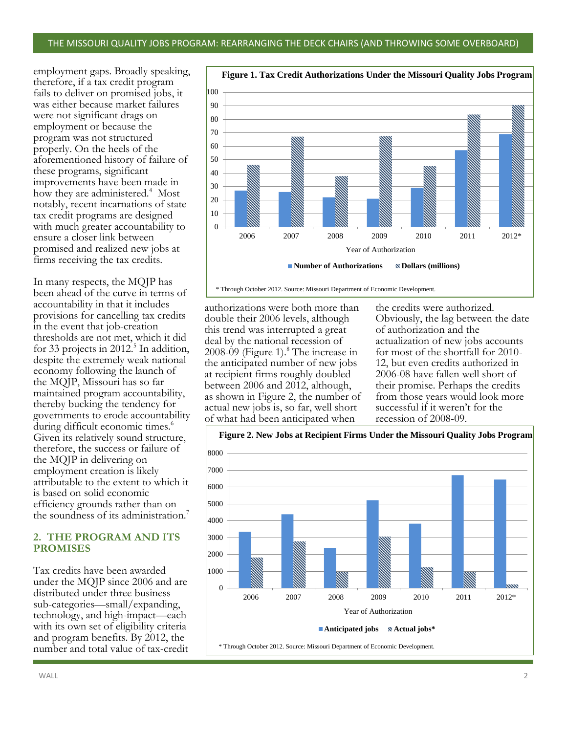employment gaps. Broadly speaking, therefore, if a tax credit program fails to deliver on promised jobs, it was either because market failures were not significant drags on employment or because the program was not structured properly. On the heels of the aforementioned history of failure of these programs, significant improvements have been made in how they are administered.[4] Most notably, recent incarnations of state tax credit programs are designed with much greater accountability to ensure a closer link between promised and realized new jobs at firms receiving the tax credits.

In many respects, the MQJP has been ahead of the curve in terms of accountability in that it includes provisions for cancelling tax credits in the event that job-creation thresholds are not met, which it did for 33 projects in 2012.[5] In addition, despite the extremely weak national economy following the launch of the MQJP, Missouri has so far maintained program accountability, thereby bucking the tendency for governments to erode accountability during difficult economic times.[6] Given its relatively sound structure, therefore, the success or failure of the MQJP in delivering on employment creation is likely attributable to the extent to which it is based on solid economic efficiency grounds rather than on the soundness of its administration.[7]

## 2. THE PROGRAM AND ITS PROMISES

Tax credits have been awarded under the MQJP since 2006 and are distributed under three business sub-categories—small/expanding, technology, and high-impact—each with its own set of eligibility criteria and program benefits. By 2012, the number and total value of tax-credit authorizations were both more than double their 2006 levels, although this trend was interrupted a great deal by the national recession of 2008-09 (Figure 1).[8] The increase in the anticipated number of new jobs at recipient firms roughly doubled between 2006 and 2012, although, as shown in Figure 2, the number of actual new jobs is, so far, well short of what had been anticipated when the credits were authorized. Obviously, the lag between the date of authorization and the actualization of new jobs accounts for most of the shortfall for 2010-12, but even credits authorized in 2006-08 have fallen well short of their promise. Perhaps the credits from those years would look more successful if it weren't for the recession of 2008-09.

**Figure 1. Tax Credit Authorizations Under the Missouri Quality Jobs Program**

| Year of Authorization | Number of Authorizations | Dollars (millions) |
|---|---|---|
| 2006 | 27 | 46 |
| 2007 | 26 | 67 |
| 2008 | 22 | 38 |
| 2009 | 21 | 67 |
| 2010 | 29 | 45 |
| 2011 | 57 | 83 |
| 2012* | 69 | 90 |

\* Through October 2012. Source: Missouri Department of Economic Development.

**Figure 2. New Jobs at Recipient Firms Under the Missouri Quality Jobs Program**

| Year of Authorization | Anticipated jobs | Actual jobs* |
|---|---|---|
| 2006 | 3350 | 1830 |
| 2007 | 4400 | 2780 |
| 2008 | 2400 | 950 |
| 2009 | 5220 | 3060 |
| 2010 | 3830 | 1250 |
| 2011 | 6720 | 970 |
| 2012* | 6450 | 230 |

\* Through October 2012. Source: Missouri Department of Economic Development.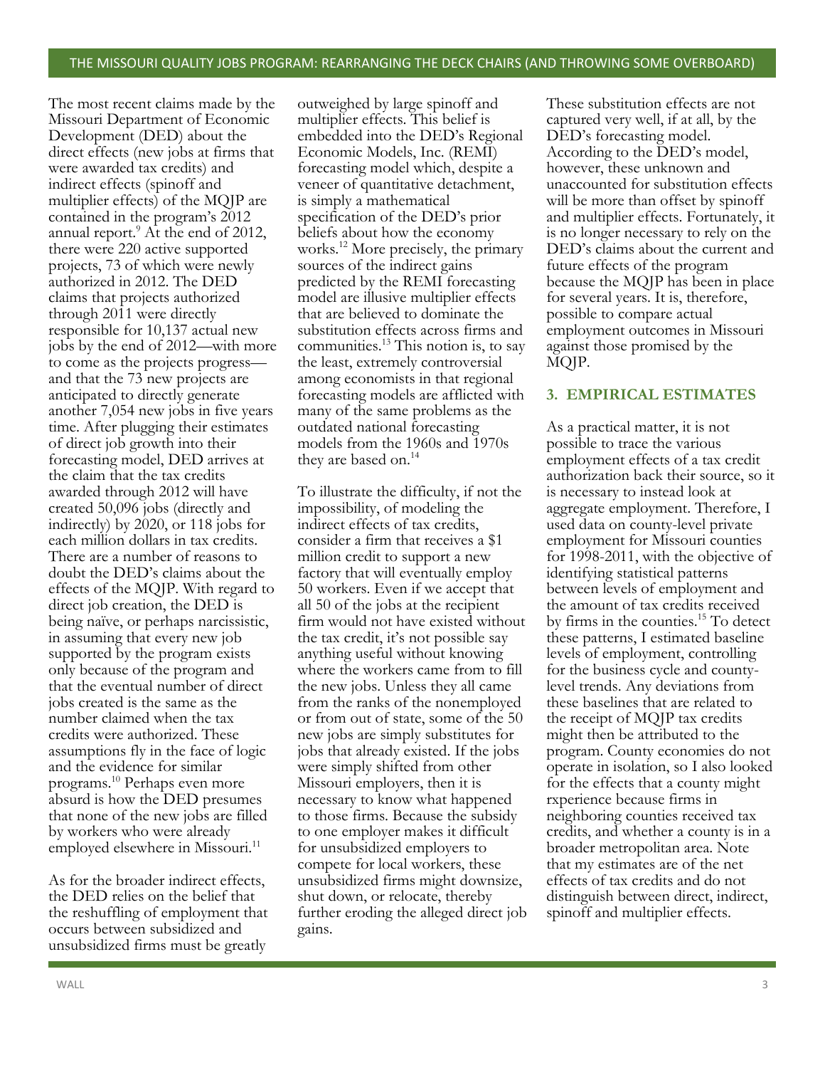The most recent claims made by the Missouri Department of Economic Development (DED) about the direct effects (new jobs at firms that were awarded tax credits) and indirect effects (spinoff and multiplier effects) of the MQJP are contained in the program's 2012 annual report.[9] At the end of 2012, there were 220 active supported projects, 73 of which were newly authorized in 2012. The DED claims that projects authorized through 2011 were directly responsible for 10,137 actual new jobs by the end of 2012—with more to come as the projects progress—and that the 73 new projects are anticipated to directly generate another 7,054 new jobs in five years time. After plugging their estimates of direct job growth into their forecasting model, DED arrives at the claim that the tax credits awarded through 2012 will have created 50,096 jobs (directly and indirectly) by 2020, or 118 jobs for each million dollars in tax credits. There are a number of reasons to doubt the DED's claims about the effects of the MQJP. With regard to direct job creation, the DED is being naïve, or perhaps narcissistic, in assuming that every new job supported by the program exists only because of the program and that the eventual number of direct jobs created is the same as the number claimed when the tax credits were authorized. These assumptions fly in the face of logic and the evidence for similar programs.[10] Perhaps even more absurd is how the DED presumes that none of the new jobs are filled by workers who were already employed elsewhere in Missouri.[11]

As for the broader indirect effects, the DED relies on the belief that the reshuffling of employment that occurs between subsidized and unsubsidized firms must be greatly outweighed by large spinoff and multiplier effects. This belief is embedded into the DED's Regional Economic Models, Inc. (REMI) forecasting model which, despite a veneer of quantitative detachment, is simply a mathematical specification of the DED's prior beliefs about how the economy works.[12] More precisely, the primary sources of the indirect gains predicted by the REMI forecasting model are illusive multiplier effects that are believed to dominate the substitution effects across firms and communities.[13] This notion is, to say the least, extremely controversial among economists in that regional forecasting models are afflicted with many of the same problems as the outdated national forecasting models from the 1960s and 1970s they are based on.[14]

To illustrate the difficulty, if not the impossibility, of modeling the indirect effects of tax credits, consider a firm that receives a $1 million credit to support a new factory that will eventually employ 50 workers. Even if we accept that all 50 of the jobs at the recipient firm would not have existed without the tax credit, it's not possible say anything useful without knowing where the workers came from to fill the new jobs. Unless they all came from the ranks of the nonemployed or from out of state, some of the 50 new jobs are simply substitutes for jobs that already existed. If the jobs were simply shifted from other Missouri employers, then it is necessary to know what happened to those firms. Because the subsidy to one employer makes it difficult for unsubsidized employers to compete for local workers, these unsubsidized firms might downsize, shut down, or relocate, thereby further eroding the alleged direct job gains.

These substitution effects are not captured very well, if at all, by the DED's forecasting model. According to the DED's model, however, these unknown and unaccounted for substitution effects will be more than offset by spinoff and multiplier effects. Fortunately, it is no longer necessary to rely on the DED's claims about the current and future effects of the program because the MQJP has been in place for several years. It is, therefore, possible to compare actual employment outcomes in Missouri against those promised by the MQJP.

## 3. EMPIRICAL ESTIMATES

As a practical matter, it is not possible to trace the various employment effects of a tax credit authorization back their source, so it is necessary to instead look at aggregate employment. Therefore, I used data on county-level private employment for Missouri counties for 1998-2011, with the objective of identifying statistical patterns between levels of employment and the amount of tax credits received by firms in the counties.[15] To detect these patterns, I estimated baseline levels of employment, controlling for the business cycle and county-level trends. Any deviations from these baselines that are related to the receipt of MQJP tax credits might then be attributed to the program. County economies do not operate in isolation, so I also looked for the effects that a county might rxperience because firms in neighboring counties received tax credits, and whether a county is in a broader metropolitan area. Note that my estimates are of the net effects of tax credits and do not distinguish between direct, indirect, spinoff and multiplier effects.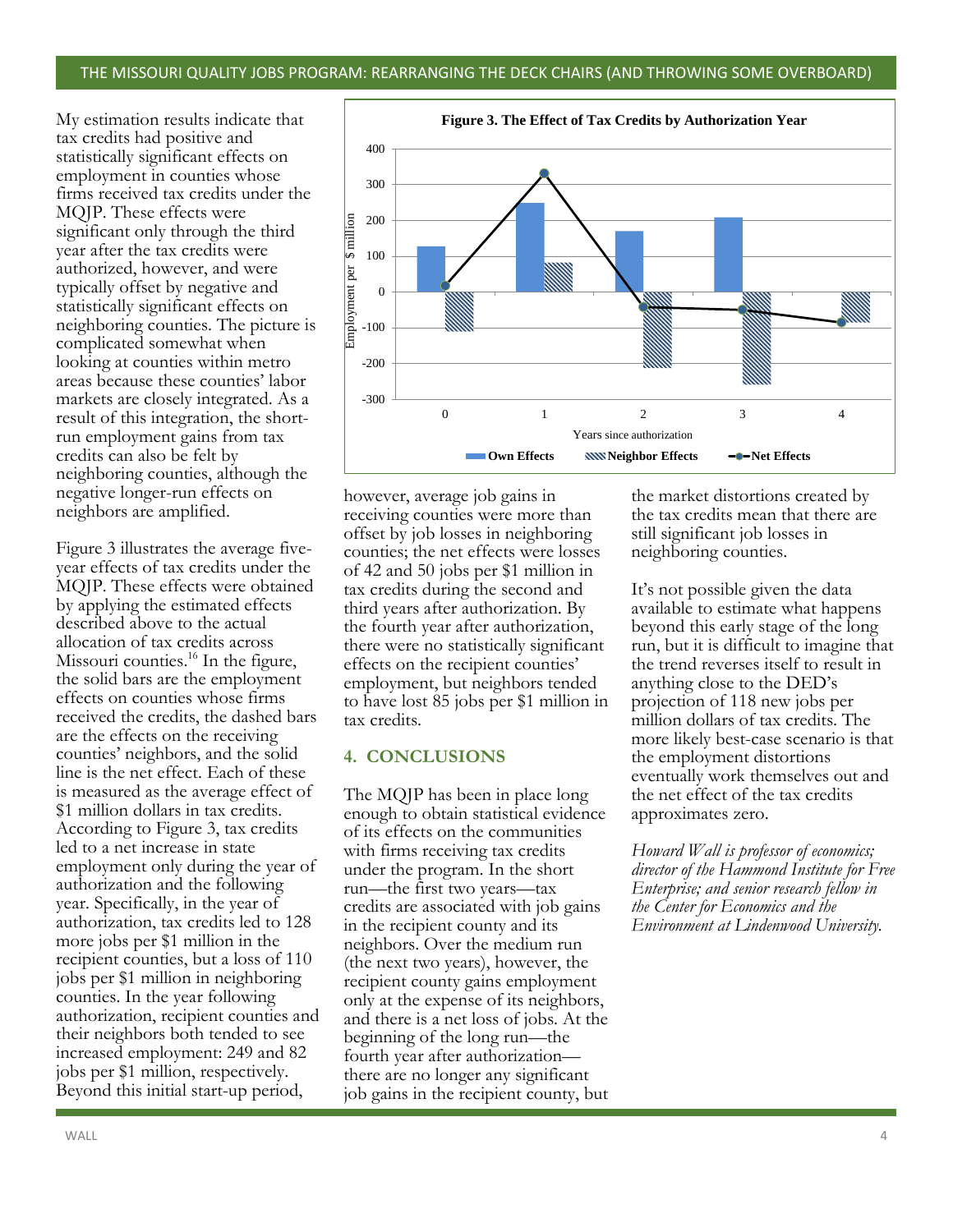My estimation results indicate that tax credits had positive and statistically significant effects on employment in counties whose firms received tax credits under the MQJP. These effects were significant only through the third year after the tax credits were authorized, however, and were typically offset by negative and statistically significant effects on neighboring counties. The picture is complicated somewhat when looking at counties within metro areas because these counties' labor markets are closely integrated. As a result of this integration, the short-run employment gains from tax credits can also be felt by neighboring counties, although the negative longer-run effects on neighbors are amplified.

Figure 3 illustrates the average five-year effects of tax credits under the MQJP. These effects were obtained by applying the estimated effects described above to the actual allocation of tax credits across Missouri counties.[16] In the figure, the solid bars are the employment effects on counties whose firms received the credits, the dashed bars are the effects on the receiving counties' neighbors, and the solid line is the net effect. Each of these is measured as the average effect of $1 million dollars in tax credits. According to Figure 3, tax credits led to a net increase in state employment only during the year of authorization and the following year. Specifically, in the year of authorization, tax credits led to 128 more jobs per $1 million in the recipient counties, but a loss of 110 jobs per $1 million in neighboring counties. In the year following authorization, recipient counties and their neighbors both tended to see increased employment: 249 and 82 jobs per $1 million, respectively. Beyond this initial start-up period, however, average job gains in receiving counties were more than offset by job losses in neighboring counties; the net effects were losses of 42 and 50 jobs per $1 million in tax credits during the second and third years after authorization. By the fourth year after authorization, there were no statistically significant effects on the recipient counties' employment, but neighbors tended to have lost 85 jobs per $1 million in tax credits.

**Figure 3. The Effect of Tax Credits by Authorization Year**

| Years since authorization | Own Effects | Neighbor Effects | Net Effects |
|---|---|---|---|
| 0 | 128 | -110 | 18 |
| 1 | 249 | 82 | 331 |
| 2 | 170 | -212 | -42 |
| 3 | 209 | -259 | -50 |
| 4 | 0 | -85 | -85 |

(Employment per $ million)

## 4. CONCLUSIONS

The MQJP has been in place long enough to obtain statistical evidence of its effects on the communities with firms receiving tax credits under the program. In the short run—the first two years—tax credits are associated with job gains in the recipient county and its neighbors. Over the medium run (the next two years), however, the recipient county gains employment only at the expense of its neighbors, and there is a net loss of jobs. At the beginning of the long run—the fourth year after authorization—there are no longer any significant job gains in the recipient county, but the market distortions created by the tax credits mean that there are still significant job losses in neighboring counties.

It's not possible given the data available to estimate what happens beyond this early stage of the long run, but it is difficult to imagine that the trend reverses itself to result in anything close to the DED's projection of 118 new jobs per million dollars of tax credits. The more likely best-case scenario is that the employment distortions eventually work themselves out and the net effect of the tax credits approximates zero.

*Howard Wall is professor of economics; director of the Hammond Institute for Free Enterprise; and senior research fellow in the Center for Economics and the Environment at Lindenwood University.*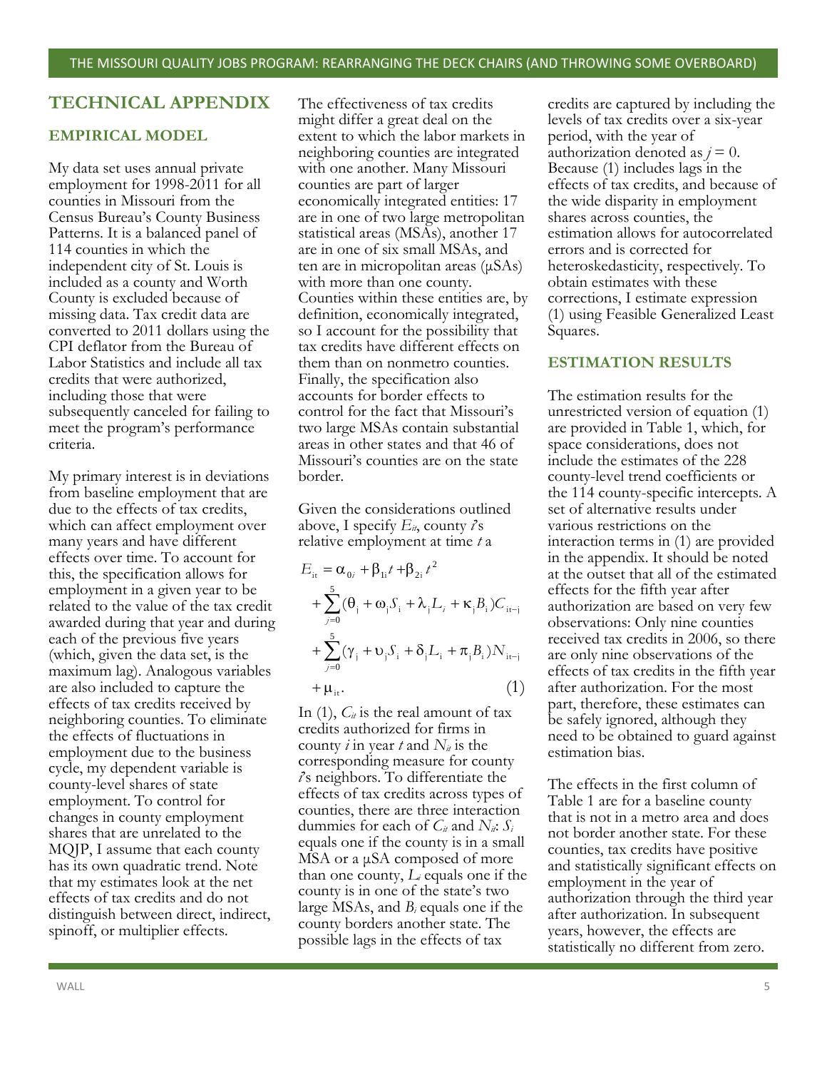## TECHNICAL APPENDIX

### EMPIRICAL MODEL

My data set uses annual private employment for 1998-2011 for all counties in Missouri from the Census Bureau's County Business Patterns. It is a balanced panel of 114 counties in which the independent city of St. Louis is included as a county and Worth County is excluded because of missing data. Tax credit data are converted to 2011 dollars using the CPI deflator from the Bureau of Labor Statistics and include all tax credits that were authorized, including those that were subsequently canceled for failing to meet the program's performance criteria.

My primary interest is in deviations from baseline employment that are due to the effects of tax credits, which can affect employment over many years and have different effects over time. To account for this, the specification allows for employment in a given year to be related to the value of the tax credit awarded during that year and during each of the previous five years (which, given the data set, is the maximum lag). Analogous variables are also included to capture the effects of tax credits received by neighboring counties. To eliminate the effects of fluctuations in employment due to the business cycle, my dependent variable is county-level shares of state employment. To control for changes in county employment shares that are unrelated to the MQJP, I assume that each county has its own quadratic trend. Note that my estimates look at the net effects of tax credits and do not distinguish between direct, indirect, spinoff, or multiplier effects.

The effectiveness of tax credits might differ a great deal on the extent to which the labor markets in neighboring counties are integrated with one another. Many Missouri counties are part of larger economically integrated entities: 17 are in one of two large metropolitan statistical areas (MSAs), another 17 are in one of six small MSAs, and ten are in micropolitan areas (μSAs) with more than one county. Counties within these entities are, by definition, economically integrated, so I account for the possibility that tax credits have different effects on them than on nonmetro counties. Finally, the specification also accounts for border effects to control for the fact that Missouri's two large MSAs contain substantial areas in other states and that 46 of Missouri's counties are on the state border.

Given the considerations outlined above, I specify $E_{it}$, county $i$'s relative employment at time $t$ a

$$
\begin{aligned}
E_{it} &= \alpha_{0i} + \beta_{1i}t + \beta_{2i}t^2 \\
&+ \sum_{j=0}^{5}(\theta_j + \omega_j S_i + \lambda_j L_i + \kappa_j B_i)C_{it-j} \\
&+ \sum_{j=0}^{5}(\gamma_j + \upsilon_j S_i + \delta_j L_i + \pi_j B_i)N_{it-j} \\
&+ \mu_{it}. \qquad (1)
\end{aligned}
$$

In (1), $C_{it}$ is the real amount of tax credits authorized for firms in county $i$ in year $t$ and $N_{it}$ is the corresponding measure for county $i$'s neighbors. To differentiate the effects of tax credits across types of counties, there are three interaction dummies for each of $C_{it}$ and $N_{it}$: $S_i$ equals one if the county is in a small MSA or a μSA composed of more than one county, $L_i$ equals one if the county is in one of the state's two large MSAs, and $B_i$ equals one if the county borders another state. The possible lags in the effects of tax credits are captured by including the levels of tax credits over a six-year period, with the year of authorization denoted as $j = 0$. Because (1) includes lags in the effects of tax credits, and because of the wide disparity in employment shares across counties, the estimation allows for autocorrelated errors and is corrected for heteroskedasticity, respectively. To obtain estimates with these corrections, I estimate expression (1) using Feasible Generalized Least Squares.

### ESTIMATION RESULTS

The estimation results for the unrestricted version of equation (1) are provided in Table 1, which, for space considerations, does not include the estimates of the 228 county-level trend coefficients or the 114 county-specific intercepts. A set of alternative results under various restrictions on the interaction terms in (1) are provided in the appendix. It should be noted at the outset that all of the estimated effects for the fifth year after authorization are based on very few observations: Only nine counties received tax credits in 2006, so there are only nine observations of the effects of tax credits in the fifth year after authorization. For the most part, therefore, these estimates can be safely ignored, although they need to be obtained to guard against estimation bias.

The effects in the first column of Table 1 are for a baseline county that is not in a metro area and does not border another state. For these counties, tax credits have positive and statistically significant effects on employment in the year of authorization through the third year after authorization. In subsequent years, however, the effects are statistically no different from zero.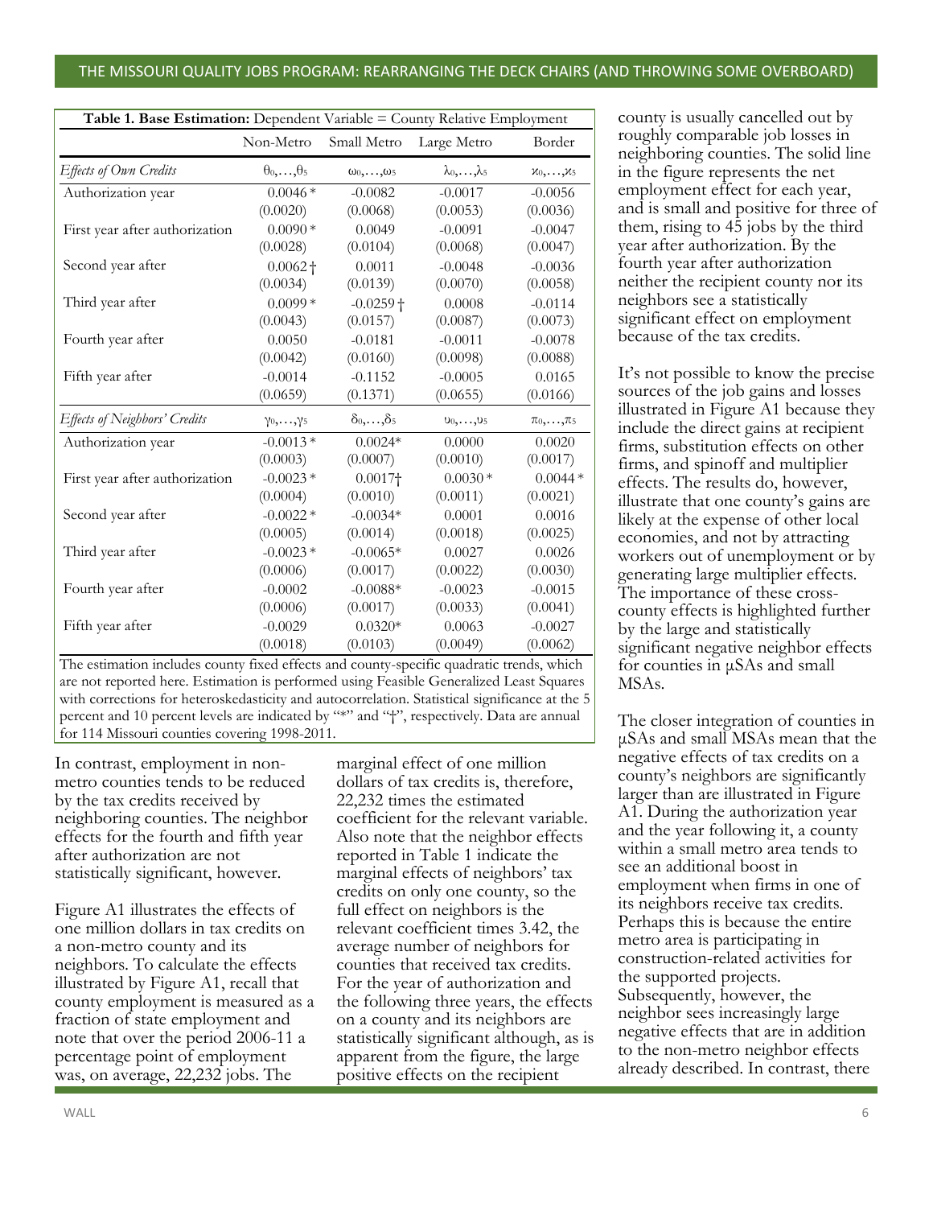| **Table 1. Base Estimation:** Dependent Variable = County Relative Employment | | | | |
|---|---|---|---|---|
| | Non-Metro | Small Metro | Large Metro | Border |
| *Effects of Own Credits* | $\theta_0,\ldots,\theta_5$ | $\omega_0,\ldots,\omega_5$ | $\lambda_0,\ldots,\lambda_5$ | $\varkappa_0,\ldots,\varkappa_5$ |
| Authorization year | 0.0046 * | -0.0082 | -0.0017 | -0.0056 |
| | (0.0020) | (0.0068) | (0.0053) | (0.0036) |
| First year after authorization | 0.0090 * | 0.0049 | -0.0091 | -0.0047 |
| | (0.0028) | (0.0104) | (0.0068) | (0.0047) |
| Second year after | 0.0062 † | 0.0011 | -0.0048 | -0.0036 |
| | (0.0034) | (0.0139) | (0.0070) | (0.0058) |
| Third year after | 0.0099 * | -0.0259 † | 0.0008 | -0.0114 |
| | (0.0043) | (0.0157) | (0.0087) | (0.0073) |
| Fourth year after | 0.0050 | -0.0181 | -0.0011 | -0.0078 |
| | (0.0042) | (0.0160) | (0.0098) | (0.0088) |
| Fifth year after | -0.0014 | -0.1152 | -0.0005 | 0.0165 |
| | (0.0659) | (0.1371) | (0.0655) | (0.0166) |
| *Effects of Neighbors' Credits* | $\gamma_0,\ldots,\gamma_5$ | $\delta_0,\ldots,\delta_5$ | $\upsilon_0,\ldots,\upsilon_5$ | $\pi_0,\ldots,\pi_5$ |
| Authorization year | -0.0013 * | 0.0024* | 0.0000 | 0.0020 |
| | (0.0003) | (0.0007) | (0.0010) | (0.0017) |
| First year after authorization | -0.0023 * | 0.0017† | 0.0030 * | 0.0044 * |
| | (0.0004) | (0.0010) | (0.0011) | (0.0021) |
| Second year after | -0.0022 * | -0.0034* | 0.0001 | 0.0016 |
| | (0.0005) | (0.0014) | (0.0018) | (0.0025) |
| Third year after | -0.0023 * | -0.0065* | 0.0027 | 0.0026 |
| | (0.0006) | (0.0017) | (0.0022) | (0.0030) |
| Fourth year after | -0.0002 | -0.0088* | -0.0023 | -0.0015 |
| | (0.0006) | (0.0017) | (0.0033) | (0.0041) |
| Fifth year after | -0.0029 | 0.0320* | 0.0063 | -0.0027 |
| | (0.0018) | (0.0103) | (0.0049) | (0.0062) |

The estimation includes county fixed effects and county-specific quadratic trends, which are not reported here. Estimation is performed using Feasible Generalized Least Squares with corrections for heteroskedasticity and autocorrelation. Statistical significance at the 5 percent and 10 percent levels are indicated by "*" and "†", respectively. Data are annual for 114 Missouri counties covering 1998-2011.

In contrast, employment in non-metro counties tends to be reduced by the tax credits received by neighboring counties. The neighbor effects for the fourth and fifth year after authorization are not statistically significant, however.

Figure A1 illustrates the effects of one million dollars in tax credits on a non-metro county and its neighbors. To calculate the effects illustrated by Figure A1, recall that county employment is measured as a fraction of state employment and note that over the period 2006-11 a percentage point of employment was, on average, 22,232 jobs. The marginal effect of one million dollars of tax credits is, therefore, 22,232 times the estimated coefficient for the relevant variable. Also note that the neighbor effects reported in Table 1 indicate the marginal effects of neighbors' tax credits on only one county, so the full effect on neighbors is the relevant coefficient times 3.42, the average number of neighbors for counties that received tax credits. For the year of authorization and the following three years, the effects on a county and its neighbors are statistically significant although, as is apparent from the figure, the large positive effects on the recipient county is usually cancelled out by roughly comparable job losses in neighboring counties. The solid line in the figure represents the net employment effect for each year, and is small and positive for three of them, rising to 45 jobs by the third year after authorization. By the fourth year after authorization neither the recipient county nor its neighbors see a statistically significant effect on employment because of the tax credits.

It's not possible to know the precise sources of the job gains and losses illustrated in Figure A1 because they include the direct gains at recipient firms, substitution effects on other firms, and spinoff and multiplier effects. The results do, however, illustrate that one county's gains are likely at the expense of other local economies, and not by attracting workers out of unemployment or by generating large multiplier effects. The importance of these cross-county effects is highlighted further by the large and statistically significant negative neighbor effects for counties in μSAs and small MSAs.

The closer integration of counties in μSAs and small MSAs mean that the negative effects of tax credits on a county's neighbors are significantly larger than are illustrated in Figure A1. During the authorization year and the year following it, a county within a small metro area tends to see an additional boost in employment when firms in one of its neighbors receive tax credits. Perhaps this is because the entire metro area is participating in construction-related activities for the supported projects. Subsequently, however, the neighbor sees increasingly large negative effects that are in addition to the non-metro neighbor effects already described. In contrast, there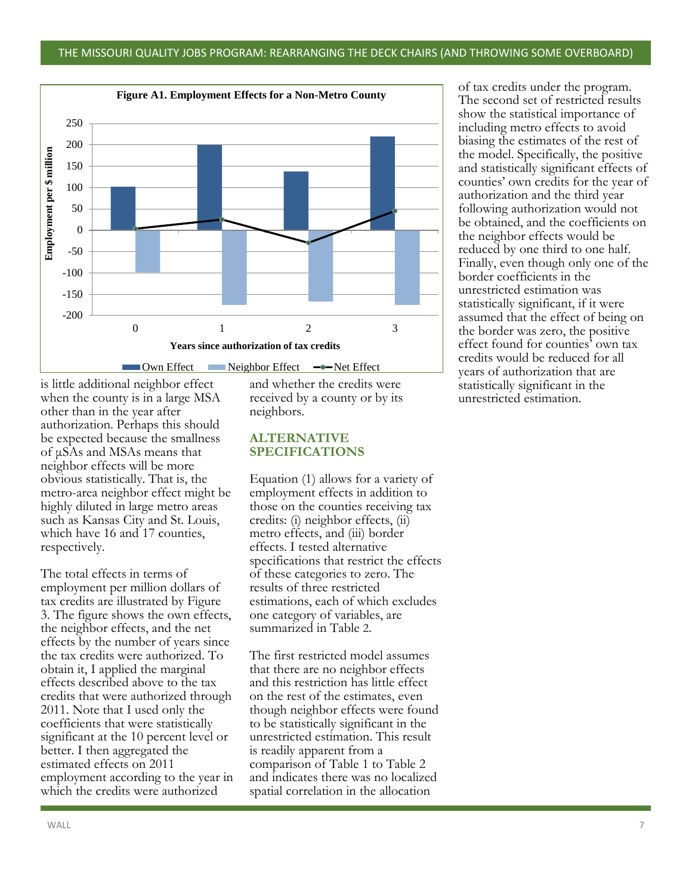**Figure A1. Employment Effects for a Non-Metro County**

is little additional neighbor effect when the county is in a large MSA other than in the year after authorization. Perhaps this should be expected because the smallness of μSAs and MSAs means that neighbor effects will be more obvious statistically. That is, the metro-area neighbor effect might be highly diluted in large metro areas such as Kansas City and St. Louis, which have 16 and 17 counties, respectively.

The total effects in terms of employment per million dollars of tax credits are illustrated by Figure 3. The figure shows the own effects, the neighbor effects, and the net effects by the number of years since the tax credits were authorized. To obtain it, I applied the marginal effects described above to the tax credits that were authorized through 2011. Note that I used only the coefficients that were statistically significant at the 10 percent level or better. I then aggregated the estimated effects on 2011 employment according to the year in which the credits were authorized and whether the credits were received by a county or by its neighbors.

## ALTERNATIVE SPECIFICATIONS

Equation (1) allows for a variety of employment effects in addition to those on the counties receiving tax credits: (i) neighbor effects, (ii) metro effects, and (iii) border effects. I tested alternative specifications that restrict the effects of these categories to zero. The results of three restricted estimations, each of which excludes one category of variables, are summarized in Table 2.

The first restricted model assumes that there are no neighbor effects and this restriction has little effect on the rest of the estimates, even though neighbor effects were found to be statistically significant in the unrestricted estimation. This result is readily apparent from a comparison of Table 1 to Table 2 and indicates there was no localized spatial correlation in the allocation of tax credits under the program. The second set of restricted results show the statistical importance of including metro effects to avoid biasing the estimates of the rest of the model. Specifically, the positive and statistically significant effects of counties' own credits for the year of authorization and the third year following authorization would not be obtained, and the coefficients on the neighbor effects would be reduced by one third to one half. Finally, even though only one of the border coefficients in the unrestricted estimation was statistically significant, if it were assumed that the effect of being on the border was zero, the positive effect found for counties' own tax credits would be reduced for all years of authorization that are statistically significant in the unrestricted estimation.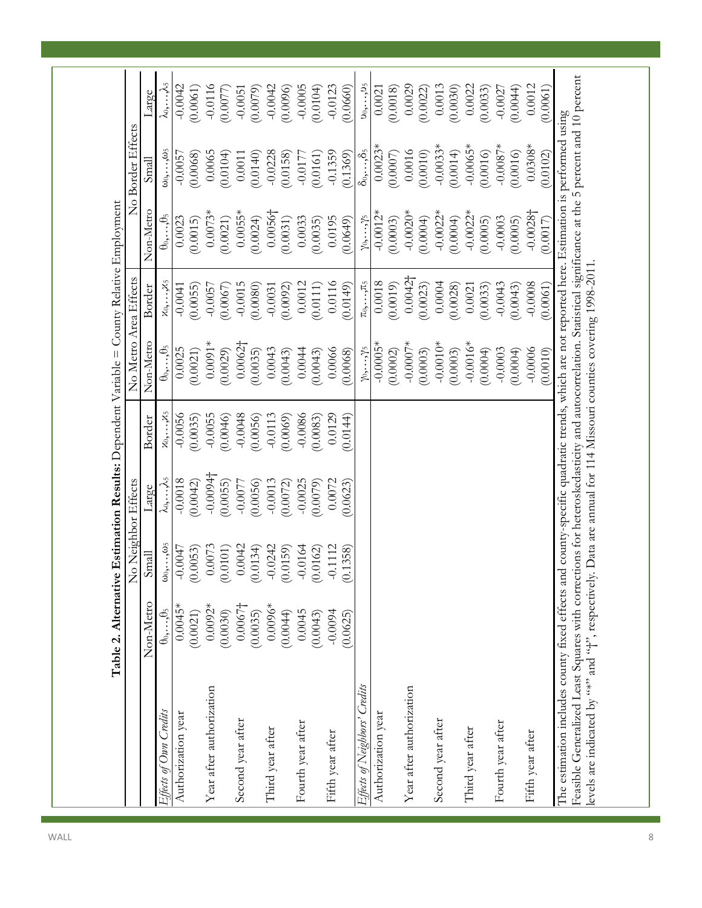**Table 2. Alternative Estimation Results:** Dependent Variable = County Relative Employment

| | No Neighbor Effects | | | | No Metro Area Effects | | No Border Effects | | |
|---|---|---|---|---|---|---|---|---|---|
| | Non-Metro | Small | Large | Border | Non-Metro | Border | Non-Metro | Small | Large |
| *Effects of Own Credits* | $\theta_0,\ldots,\theta_5$ | $\omega_0,\ldots,\omega_5$ | $\lambda_0,\ldots,\lambda_5$ | $\kappa_0,\ldots,\kappa_5$ | $\theta_0,\ldots,\theta_5$ | $\kappa_0,\ldots,\kappa_5$ | $\theta_0,\ldots,\theta_5$ | $\omega_0,\ldots,\omega_5$ | $\lambda_0,\ldots,\lambda_5$ |
| Authorization year | 0.0045* | -0.0047 | -0.0018 | -0.0056 | 0.0025 | -0.0041 | 0.0023 | -0.0057 | -0.0042 |
| | (0.0021) | (0.0053) | (0.0042) | (0.0035) | (0.0021) | (0.0055) | (0.0015) | (0.0068) | (0.0061) |
| Year after authorization | 0.0092* | 0.0073 | -0.0094† | -0.0055 | 0.0091* | -0.0057 | 0.0073* | 0.0065 | -0.0116 |
| | (0.0030) | (0.0101) | (0.0055) | (0.0046) | (0.0029) | (0.0067) | (0.0021) | (0.0104) | (0.0077) |
| Second year after | 0.0067† | 0.0042 | -0.0077 | -0.0048 | 0.0062† | -0.0015 | 0.0055* | 0.0011 | -0.0051 |
| | (0.0035) | (0.0134) | (0.0056) | (0.0056) | (0.0035) | (0.0080) | (0.0024) | (0.0140) | (0.0079) |
| Third year after | 0.0096* | -0.0242 | -0.0013 | -0.0113 | 0.0043 | -0.0031 | 0.0056† | -0.0228 | -0.0042 |
| | (0.0044) | (0.0159) | (0.0072) | (0.0069) | (0.0043) | (0.0092) | (0.0031) | (0.0158) | (0.0096) |
| Fourth year after | 0.0045 | -0.0164 | -0.0025 | -0.0086 | 0.0044 | 0.0012 | 0.0033 | -0.0177 | -0.0005 |
| | (0.0043) | (0.0162) | (0.0079) | (0.0083) | (0.0043) | (0.0111) | (0.0035) | (0.0161) | (0.0104) |
| Fifth year after | -0.0094 | -0.1112 | 0.0072 | 0.0129 | 0.0066 | 0.0116 | 0.0195 | -0.1359 | -0.0123 |
| | (0.0625) | (0.1358) | (0.0623) | (0.0144) | (0.0068) | (0.0149) | (0.0649) | (0.1369) | (0.0660) |
| *Effects of Neighbors' Credits* | | | | | $\gamma_0,\ldots,\gamma_5$ | $\pi_0,\ldots,\pi_5$ | $\gamma_0,\ldots,\gamma_5$ | $\delta_0,\ldots,\delta_5$ | $\upsilon_0,\ldots,\upsilon_5$ |
| Authorization year | | | | | -0.0005* | 0.0018 | -0.0012* | 0.0023* | 0.0021 |
| | | | | | (0.0002) | (0.0019) | (0.0003) | (0.0007) | (0.0018) |
| Year after authorization | | | | | -0.0007* | 0.0042† | -0.0020* | 0.0016 | 0.0029 |
| | | | | | (0.0003) | (0.0023) | (0.0004) | (0.0010) | (0.0022) |
| Second year after | | | | | -0.0010* | 0.0004 | -0.0022* | -0.0033* | 0.0013 |
| | | | | | (0.0003) | (0.0028) | (0.0004) | (0.0014) | (0.0030) |
| Third year after | | | | | -0.0016* | 0.0021 | -0.0022* | -0.0065* | 0.0022 |
| | | | | | (0.0004) | (0.0033) | (0.0005) | (0.0016) | (0.0033) |
| Fourth year after | | | | | -0.0003 | -0.0043 | -0.0003 | -0.0087* | -0.0027 |
| | | | | | (0.0004) | (0.0043) | (0.0005) | (0.0016) | (0.0044) |
| Fifth year after | | | | | -0.0006 | -0.0008 | -0.0028† | 0.0308* | 0.0012 |
| | | | | | (0.0010) | (0.0061) | (0.0017) | (0.0102) | (0.0061) |

The estimation includes county fixed effects and county-specific quadratic trends, which are not reported here. Estimation is performed using Feasible Generalized Least Squares with corrections for heteroskedasticity and autocorrelation. Statistical significance at the 5 percent and 10 percent levels are indicated by "*" and "†", respectively. Data are annual for 114 Missouri counties covering 1998-2011.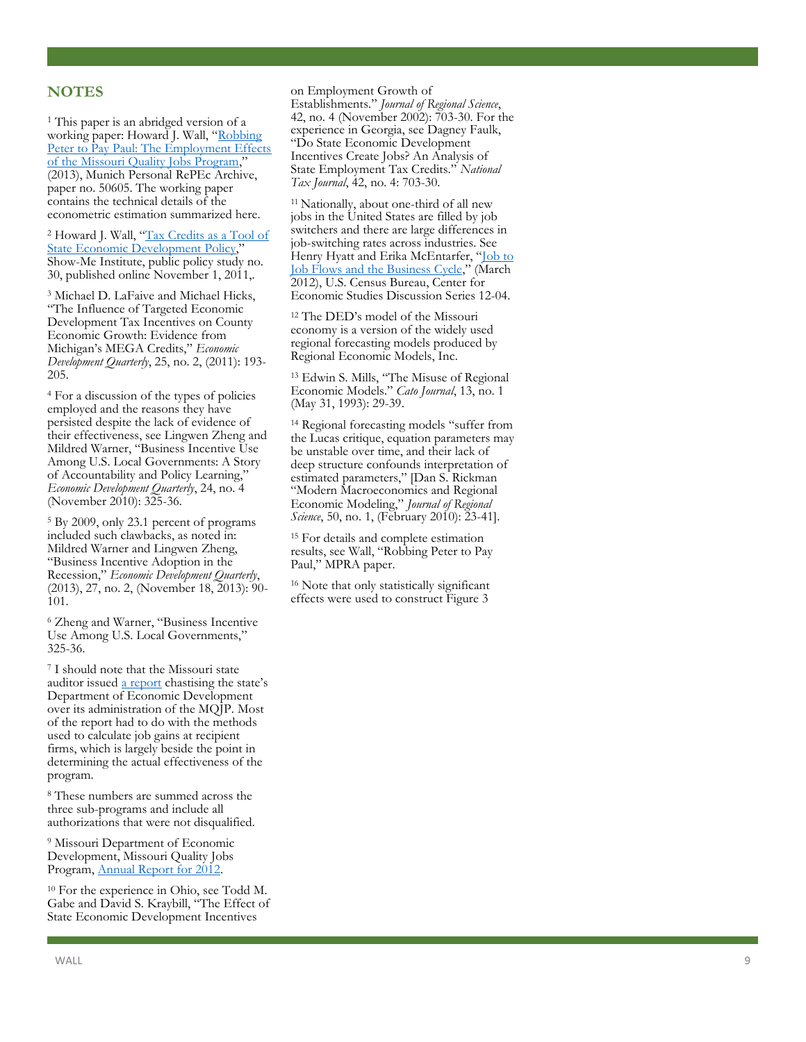## NOTES

[1] This paper is an abridged version of a working paper: Howard J. Wall, "Robbing Peter to Pay Paul: The Employment Effects of the Missouri Quality Jobs Program," (2013), Munich Personal RePEc Archive, paper no. 50605. The working paper contains the technical details of the econometric estimation summarized here.

[2] Howard J. Wall, "Tax Credits as a Tool of State Economic Development Policy," Show-Me Institute, public policy study no. 30, published online November 1, 2011,.

[3] Michael D. LaFaive and Michael Hicks, "The Influence of Targeted Economic Development Tax Incentives on County Economic Growth: Evidence from Michigan's MEGA Credits," *Economic Development Quarterly*, 25, no. 2, (2011): 193-205.

[4] For a discussion of the types of policies employed and the reasons they have persisted despite the lack of evidence of their effectiveness, see Lingwen Zheng and Mildred Warner, "Business Incentive Use Among U.S. Local Governments: A Story of Accountability and Policy Learning," *Economic Development Quarterly*, 24, no. 4 (November 2010): 325-36.

[5] By 2009, only 23.1 percent of programs included such clawbacks, as noted in: Mildred Warner and Lingwen Zheng, "Business Incentive Adoption in the Recession," *Economic Development Quarterly*, (2013), 27, no. 2, (November 18, 2013): 90-101.

[6] Zheng and Warner, "Business Incentive Use Among U.S. Local Governments," 325-36.

[7] I should note that the Missouri state auditor issued a report chastising the state's Department of Economic Development over its administration of the MQJP. Most of the report had to do with the methods used to calculate job gains at recipient firms, which is largely beside the point in determining the actual effectiveness of the program.

[8] These numbers are summed across the three sub-programs and include all authorizations that were not disqualified.

[9] Missouri Department of Economic Development, Missouri Quality Jobs Program, Annual Report for 2012.

[10] For the experience in Ohio, see Todd M. Gabe and David S. Kraybill, "The Effect of State Economic Development Incentives on Employment Growth of Establishments." *Journal of Regional Science*, 42, no. 4 (November 2002): 703-30. For the experience in Georgia, see Dagney Faulk, "Do State Economic Development Incentives Create Jobs? An Analysis of State Employment Tax Credits." *National Tax Journal*, 42, no. 4: 703-30.

[11] Nationally, about one-third of all new jobs in the United States are filled by job switchers and there are large differences in job-switching rates across industries. See Henry Hyatt and Erika McEntarfer, "Job to Job Flows and the Business Cycle," (March 2012), U.S. Census Bureau, Center for Economic Studies Discussion Series 12-04.

[12] The DED's model of the Missouri economy is a version of the widely used regional forecasting models produced by Regional Economic Models, Inc.

[13] Edwin S. Mills, "The Misuse of Regional Economic Models." *Cato Journal*, 13, no. 1 (May 31, 1993): 29-39.

[14] Regional forecasting models "suffer from the Lucas critique, equation parameters may be unstable over time, and their lack of deep structure confounds interpretation of estimated parameters," [Dan S. Rickman "Modern Macroeconomics and Regional Economic Modeling," *Journal of Regional Science*, 50, no. 1, (February 2010): 23-41].

[15] For details and complete estimation results, see Wall, "Robbing Peter to Pay Paul," MPRA paper.

[16] Note that only statistically significant effects were used to construct Figure 3